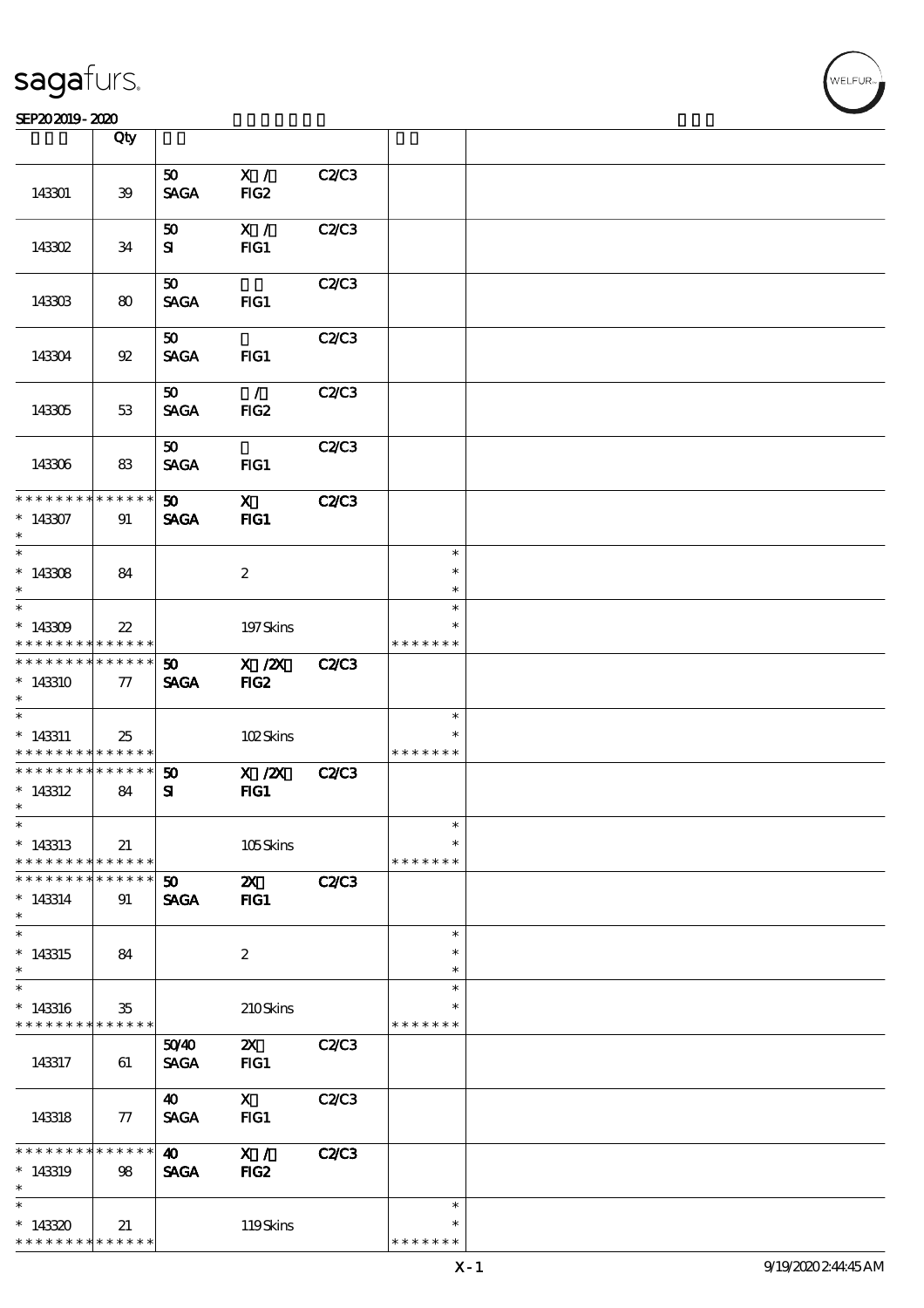# sagafurs.

SEP20 2019 - 2020

| | Qty | | | | | |
|---|---|---|---|---|---|---|
| 143301 | 39 | 50 SAGA | X / FIG2 | C2/C3 | | |
| 143302 | 34 | 50 SI | X / FIG1 | C2/C3 | | |
| 143303 | 80 | 50 SAGA | FIG1 | C2/C3 | | |
| 143304 | 92 | 50 SAGA | FIG1 | C2/C3 | | |
| 143305 | 53 | 50 SAGA | / FIG2 | C2/C3 | | |
| 143306 | 83 | 50 SAGA | FIG1 | C2/C3 | | |
| * * * * * * * * * * * * * * 143307 * | 91 | 50 SAGA | X FIG1 | C2/C3 | | |
| * 143308 * | 84 | | 2 | | * * * | |
| * 143309 * * * * * * * * * * * * * * | 22 | | 197 Skins | | * * * * * * * * * | |
| * * * * * * * * * * * * * * 143310 * | 77 | 50 SAGA | X /2X FIG2 | C2/C3 | | |
| * 143311 * * * * * * * * * * * * * * | 25 | | 102 Skins | | * * * * * * * * | |
| * * * * * * * * * * * * * * 143312 * | 84 | 50 SI | X /2X FIG1 | C2/C3 | | |
| * 143313 * * * * * * * * * * * * * * | 21 | | 105 Skins | | * * * * * * * * | |
| * * * * * * * * * * * * * * 143314 * | 91 | 50 SAGA | 2X FIG1 | C2/C3 | | |
| * 143315 * | 84 | | 2 | | * * * | |
| * 143316 * * * * * * * * * * * * * * | 35 | | 210 Skins | | * * * * * * * * * | |
| 143317 | 61 | 50/40 SAGA | 2X FIG1 | C2/C3 | | |
| 143318 | 77 | 40 SAGA | X FIG1 | C2/C3 | | |
| * * * * * * * * * * * * * * 143319 * | 98 | 40 SAGA | X / FIG2 | C2/C3 | | |
| * 143320 * * * * * * * * * * * * * * | 21 | | 119 Skins | | * * * * * * * * * | |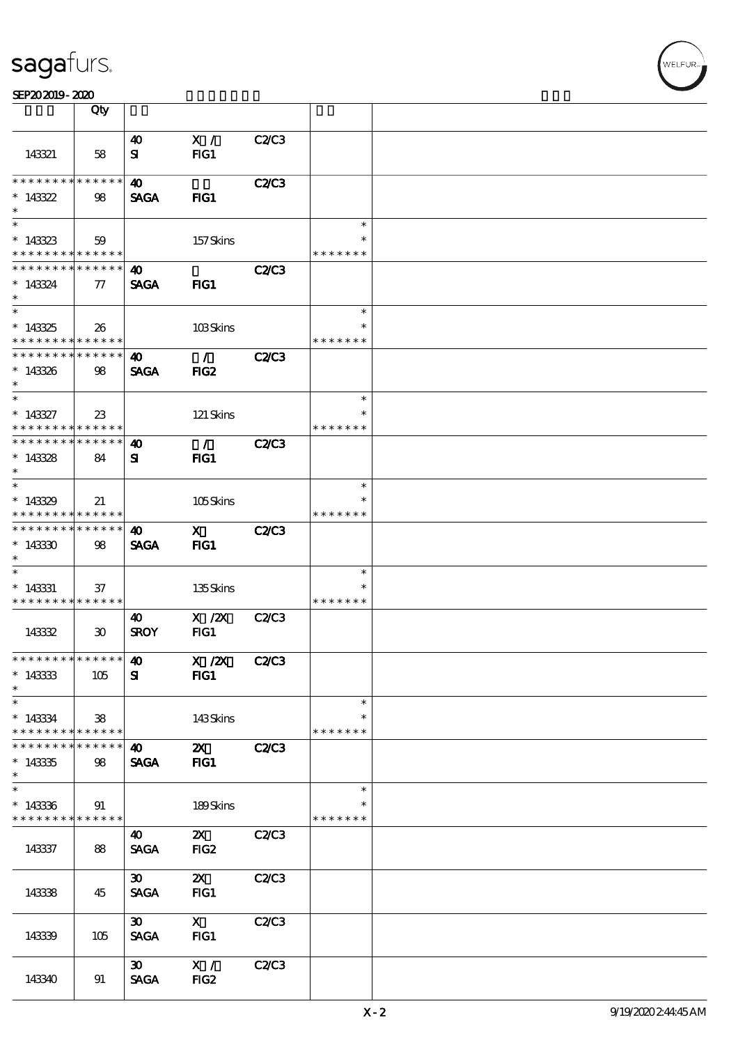| | Qty | | | | | |
|---|---|---|---|---|---|---|
| 143321 | 58 | 40<br>SI | X /<br>FIG1 | C2/C3 | | |
| * * * * * * * * * * * * * *<br>* 143322<br>* | 98 | 40<br>SAGA | <br>FIG1 | C2/C3 | | |
| *<br>* 143323<br>* * * * * * * * * * * * * * | 59 | | 157 Skins | | *<br>*<br>* * * * * * * | |
| * * * * * * * * * * * * * *<br>* 143324<br>* | 77 | 40<br>SAGA | <br>FIG1 | C2/C3 | | |
| *<br>* 143325<br>* * * * * * * * * * * * * * | 26 | | 103 Skins | | *<br>*<br>* * * * * * * | |
| * * * * * * * * * * * * * *<br>* 143326<br>* | 98 | 40<br>SAGA | /<br>FIG2 | C2/C3 | | |
| *<br>* 143327<br>* * * * * * * * * * * * * * | 23 | | 121 Skins | | *<br>*<br>* * * * * * * | |
| * * * * * * * * * * * * * *<br>* 143328<br>* | 84 | 40<br>SI | /<br>FIG1 | C2/C3 | | |
| *<br>* 143329<br>* * * * * * * * * * * * * * | 21 | | 105 Skins | | *<br>*<br>* * * * * * * | |
| * * * * * * * * * * * * * *<br>* 143330<br>* | 98 | 40<br>SAGA | X<br>FIG1 | C2/C3 | | |
| *<br>* 143331<br>* * * * * * * * * * * * * * | 37 | | 135 Skins | | *<br>*<br>* * * * * * * | |
| 143332 | 30 | 40<br>SROY | X /2X<br>FIG1 | C2/C3 | | |
| * * * * * * * * * * * * * *<br>* 143333<br>* | 105 | 40<br>SI | X /2X<br>FIG1 | C2/C3 | | |
| *<br>* 143334<br>* * * * * * * * * * * * * * | 38 | | 143 Skins | | *<br>*<br>* * * * * * * | |
| * * * * * * * * * * * * * *<br>* 143335<br>* | 98 | 40<br>SAGA | 2X<br>FIG1 | C2/C3 | | |
| *<br>* 143336<br>* * * * * * * * * * * * * * | 91 | | 189 Skins | | *<br>*<br>* * * * * * * | |
| 143337 | 88 | 40<br>SAGA | 2X<br>FIG2 | C2/C3 | | |
| 143338 | 45 | 30<br>SAGA | 2X<br>FIG1 | C2/C3 | | |
| 143339 | 105 | 30<br>SAGA | X<br>FIG1 | C2/C3 | | |
| 143340 | 91 | 30<br>SAGA | X /<br>FIG2 | C2/C3 | | |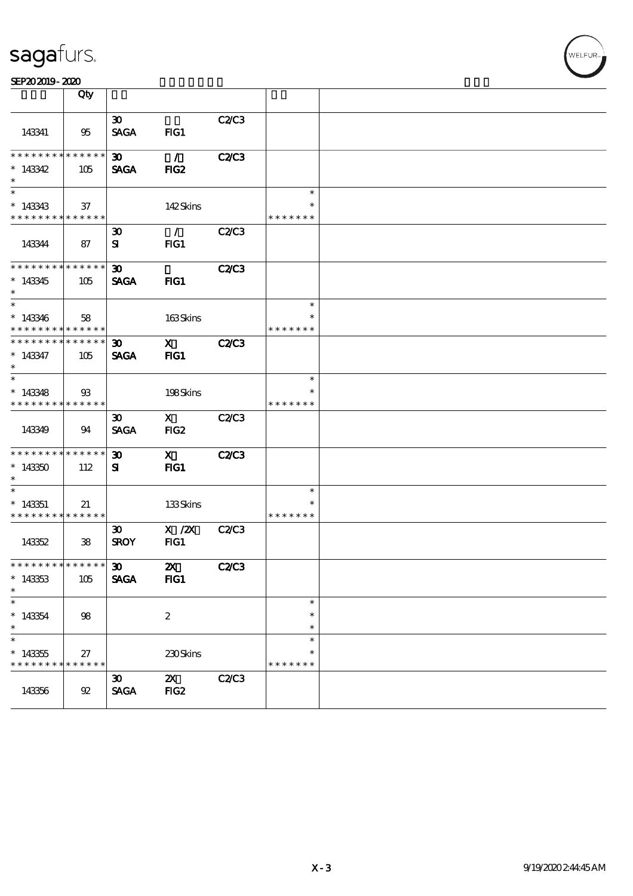| | Qty | | | | | |
|---|---|---|---|---|---|---|
| 143341 | 95 | 30 SAGA | FIG1 | C2/C3 | | |
| * * * * * * * * * * * * * * 143342 * | 105 | 30 SAGA | / FIG2 | C2/C3 | | |
| * * 143343 * * * * * * * * * * * * * | 37 | | 142 Skins | | * * * * * * * * * | |
| 143344 | 87 | 30 SI | / FIG1 | C2/C3 | | |
| * * * * * * * * * * * * * * 143345 * | 105 | 30 SAGA | FIG1 | C2/C3 | | |
| * * 143346 * * * * * * * * * * * * * | 58 | | 163 Skins | | * * * * * * * * * | |
| * * * * * * * * * * * * * * 143347 * | 105 | 30 SAGA | X FIG1 | C2/C3 | | |
| * * 143348 * * * * * * * * * * * * * | 93 | | 198 Skins | | * * * * * * * * * | |
| 143349 | 94 | 30 SAGA | X FIG2 | C2/C3 | | |
| * * * * * * * * * * * * * * 143350 * | 112 | 30 SI | X FIG1 | C2/C3 | | |
| * * 143351 * * * * * * * * * * * * * | 21 | | 133 Skins | | * * * * * * * * * | |
| 143352 | 38 | 30 SROY | X /2X FIG1 | C2/C3 | | |
| * * * * * * * * * * * * * * 143353 * | 105 | 30 SAGA | 2X FIG1 | C2/C3 | | |
| * * 143354 * | 98 | | 2 | | * * * | |
| * * 143355 * * * * * * * * * * * * * | 27 | | 230 Skins | | * * * * * * * * * | |
| 143356 | 92 | 30 SAGA | 2X FIG2 | C2/C3 | | |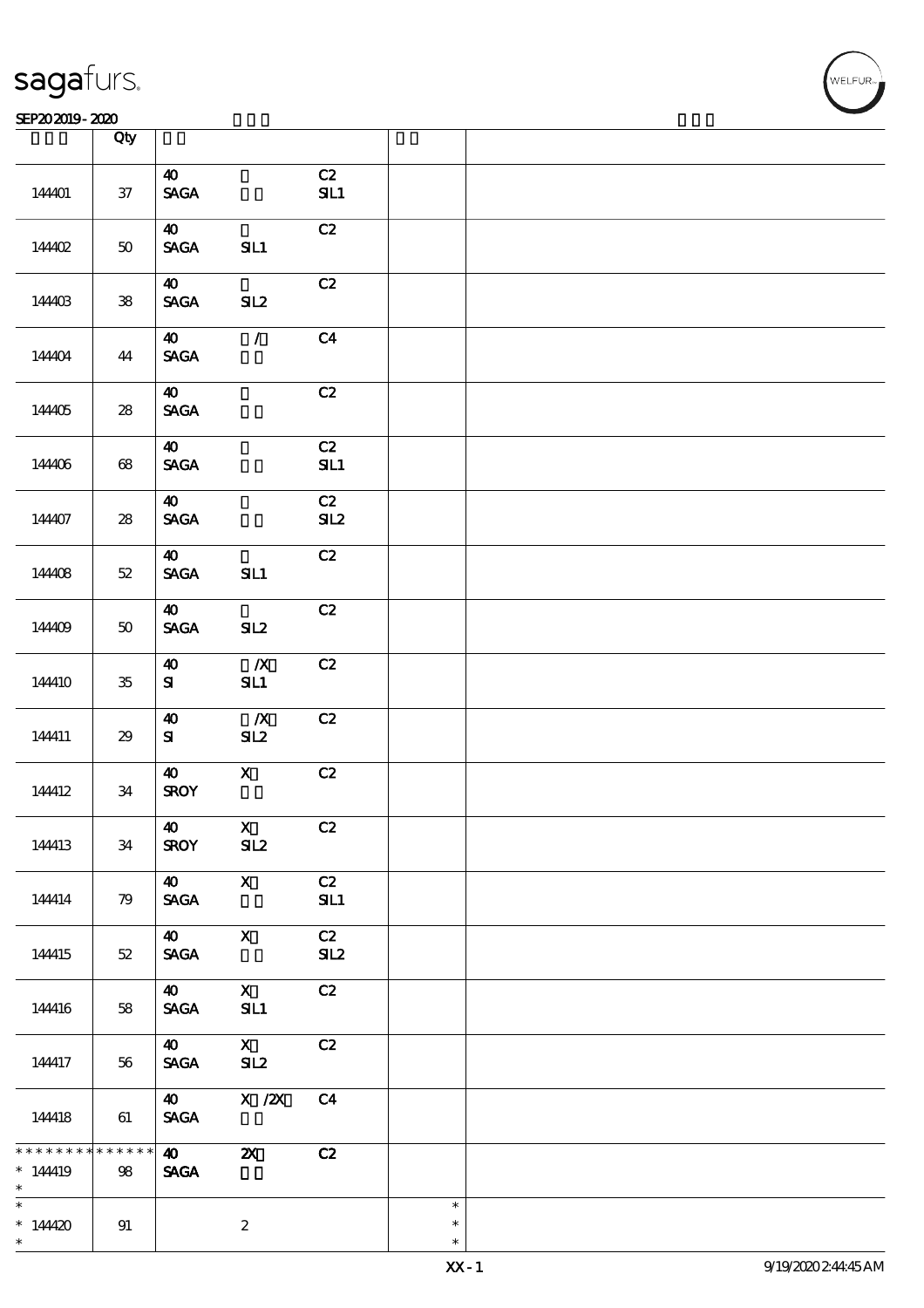| | Qty | | | | | |
|---|---|---|---|---|---|---|
| 144401 | 37 | 40 SAGA | | C2 SIL1 | | |
| 144402 | 50 | 40 SAGA | SIL1 | C2 | | |
| 144403 | 38 | 40 SAGA | SIL2 | C2 | | |
| 144404 | 44 | 40 SAGA | / | C4 | | |
| 144405 | 28 | 40 SAGA | | C2 | | |
| 144406 | 68 | 40 SAGA | | C2 SIL1 | | |
| 144407 | 28 | 40 SAGA | | C2 SIL2 | | |
| 144408 | 52 | 40 SAGA | SIL1 | C2 | | |
| 144409 | 50 | 40 SAGA | SIL2 | C2 | | |
| 144410 | 35 | 40 SI | /X SIL1 | C2 | | |
| 144411 | 29 | 40 SI | /X SIL2 | C2 | | |
| 144412 | 34 | 40 SROY | X | C2 | | |
| 144413 | 34 | 40 SROY | X SIL2 | C2 | | |
| 144414 | 79 | 40 SAGA | X | C2 SIL1 | | |
| 144415 | 52 | 40 SAGA | X | C2 SIL2 | | |
| 144416 | 58 | 40 SAGA | X SIL1 | C2 | | |
| 144417 | 56 | 40 SAGA | X SIL2 | C2 | | |
| 144418 | 61 | 40 SAGA | X /2X | C4 | | |
| * * * * * * * * * * * * * * * * 144419 * | 98 | 40 SAGA | 2X | C2 | | |
| * * 144420 * | 91 | | 2 | | * * * | |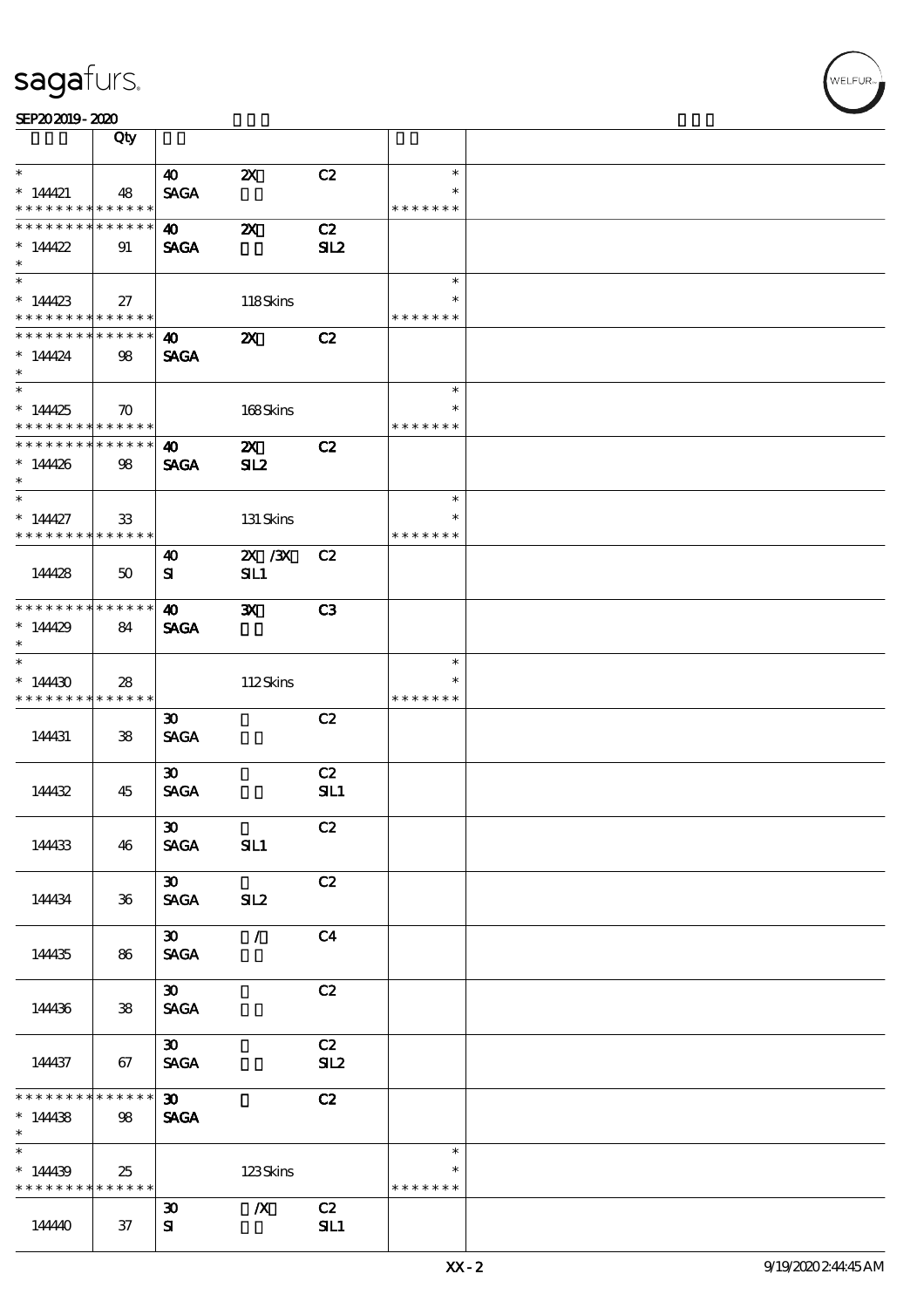| | Qty | | | | | |
|---|---|---|---|---|---|---|
| * | | 40 | 2X | C2 | * | |
| * 144421 | 48 | SAGA | | | * | |
| * * * * * * * * * * * * * * | | | | | * * * * * * * | |
| * * * * * * * * * * * * * * | | 40 | 2X | C2 | | |
| * 144422 | 91 | SAGA | | SIL2 | | |
| * | | | | | | |
| * | | | | | * | |
| * 144423 | 27 | | 118 Skins | | * | |
| * * * * * * * * * * * * * * | | | | | * * * * * * * | |
| * * * * * * * * * * * * * * | | 40 | 2X | C2 | | |
| * 144424 | 98 | SAGA | | | | |
| * | | | | | | |
| * | | | | | * | |
| * 144425 | 70 | | 168 Skins | | * | |
| * * * * * * * * * * * * * * | | | | | * * * * * * * | |
| * * * * * * * * * * * * * * | | 40 | 2X | C2 | | |
| * 144426 | 98 | SAGA | SIL2 | | | |
| * | | | | | | |
| * | | | | | * | |
| * 144427 | 33 | | 131 Skins | | * | |
| * * * * * * * * * * * * * * | | | | | * * * * * * * | |
| 144428 | 50 | 40<br>SI | 2X /3X<br>SIL1 | C2 | | |
| * * * * * * * * * * * * * * | | 40 | 3X | C3 | | |
| * 144429 | 84 | SAGA | | | | |
| * | | | | | | |
| * | | | | | * | |
| * 144430 | 28 | | 112 Skins | | * | |
| * * * * * * * * * * * * * * | | | | | * * * * * * * | |
| 144431 | 38 | 30<br>SAGA | | C2 | | |
| 144432 | 45 | 30<br>SAGA | | C2<br>SIL1 | | |
| 144433 | 46 | 30<br>SAGA | SIL1 | C2 | | |
| 144434 | 36 | 30<br>SAGA | SIL2 | C2 | | |
| 144435 | 86 | 30<br>SAGA | / | C4 | | |
| 144436 | 38 | 30<br>SAGA | | C2 | | |
| 144437 | 67 | 30<br>SAGA | | C2<br>SIL2 | | |
| * * * * * * * * * * * * * * | | 30 | | C2 | | |
| * 144438 | 98 | SAGA | | | | |
| * | | | | | | |
| * | | | | | * | |
| * 144439 | 25 | | 123 Skins | | * | |
| * * * * * * * * * * * * * * | | | | | * * * * * * * | |
| 144440 | 37 | 30<br>SI | /X | C2<br>SIL1 | | |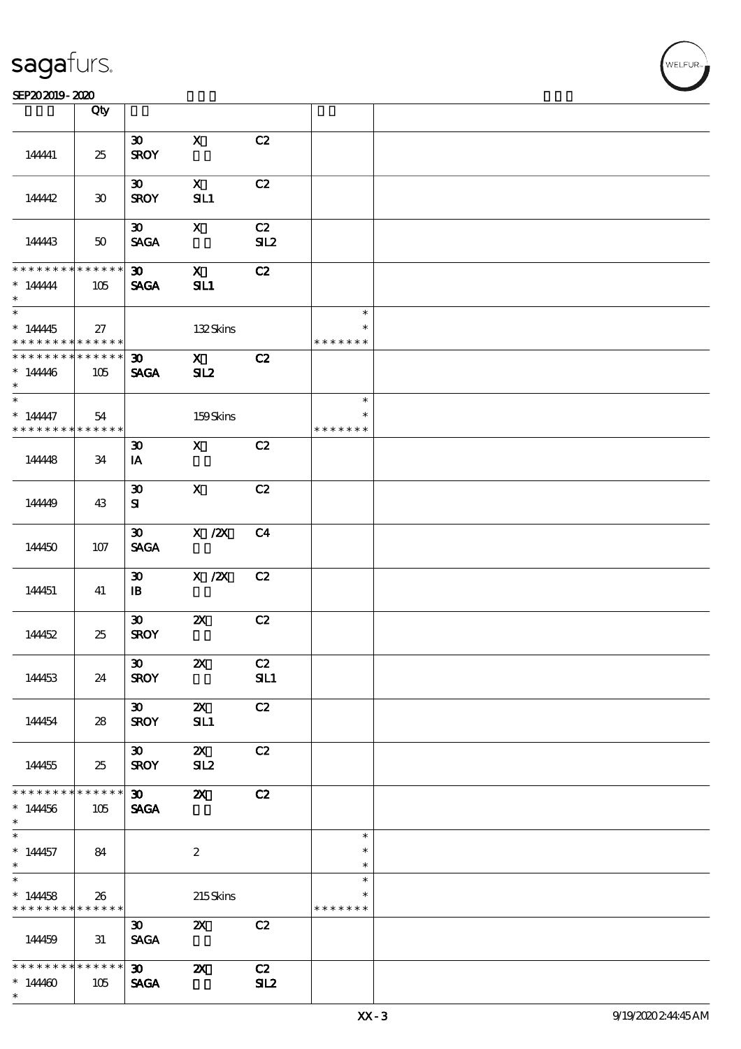| | Qty | | | | | |
|---|---|---|---|---|---|---|
| 144441 | 25 | 30 SROY | X | C2 | | |
| 144442 | 30 | 30 SROY | X SIL1 | C2 | | |
| 144443 | 50 | 30 SAGA | X | C2 SIL2 | | |
| * * * * * * * * * * * * * * * 144444 * | 105 | 30 SAGA | X SIL1 | C2 | | |
| * * 144445 * * * * * * * * * * * * * | 27 | | 132 Skins | | * * * * * * * * * | |
| * * * * * * * * * * * * * * * 144446 * | 105 | 30 SAGA | X SIL2 | C2 | | |
| * * 144447 * * * * * * * * * * * * * | 54 | | 159 Skins | | * * * * * * * * * | |
| 144448 | 34 | 30 IA | X | C2 | | |
| 144449 | 43 | 30 SI | X | C2 | | |
| 144450 | 107 | 30 SAGA | X /2X | C4 | | |
| 144451 | 41 | 30 IB | X /2X | C2 | | |
| 144452 | 25 | 30 SROY | 2X | C2 | | |
| 144453 | 24 | 30 SROY | 2X | C2 SIL1 | | |
| 144454 | 28 | 30 SROY | 2X SIL1 | C2 | | |
| 144455 | 25 | 30 SROY | 2X SIL2 | C2 | | |
| * * * * * * * * * * * * * * * 144456 * | 105 | 30 SAGA | 2X | C2 | | |
| * * 144457 * | 84 | | 2 | | * * * | |
| * * 144458 * * * * * * * * * * * * * | 26 | | 215 Skins | | * * * * * * * * * | |
| 144459 | 31 | 30 SAGA | 2X | C2 | | |
| * * * * * * * * * * * * * * * 144460 * | 105 | 30 SAGA | 2X | C2 SIL2 | | |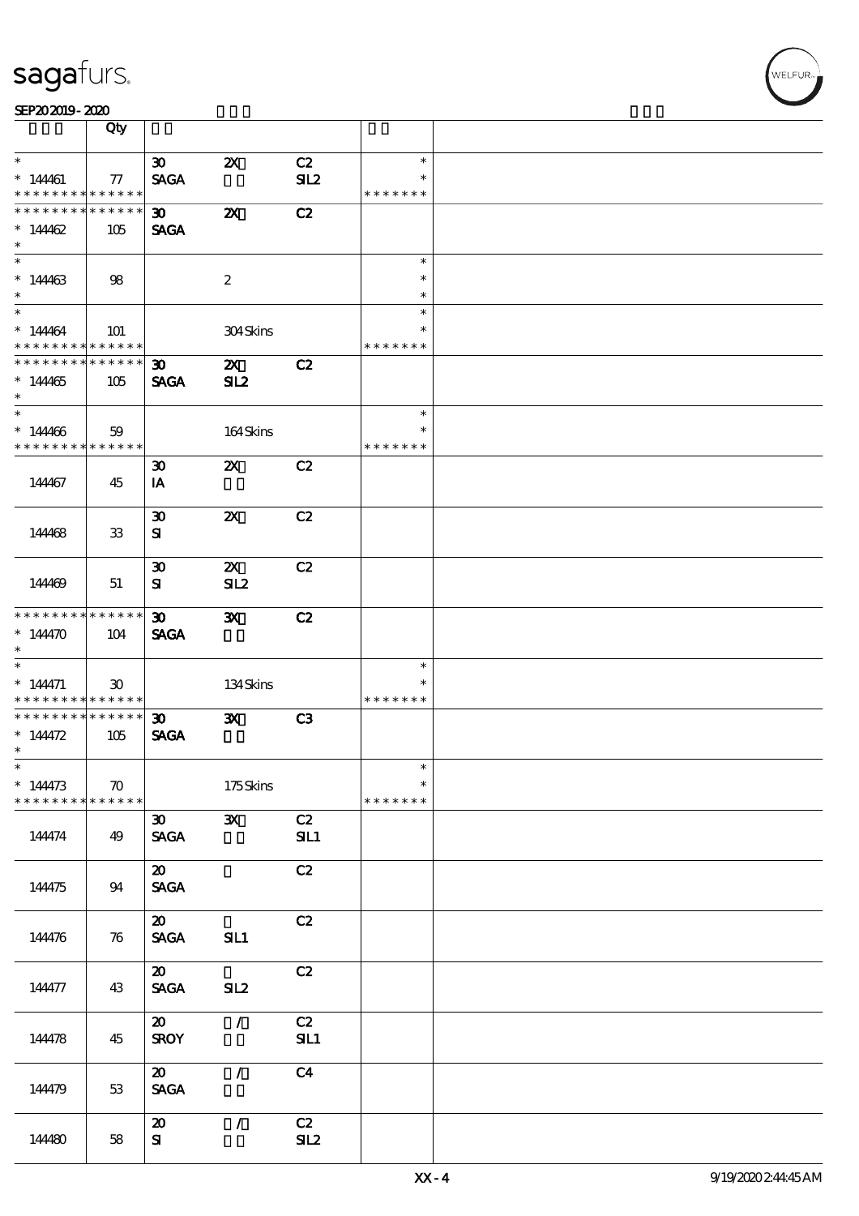# sagafurs.

SEP20 2019 - 2020

| | Qty | | | | | |
|---|---|---|---|---|---|---|
| * | | 30 | 2X | C2 | * | |
| * 144461 | 77 | SAGA | | SIL2 | * | |
| * * * * * * * * * * * * * * | | | | | * * * * * * * | |
| * * * * * * * * * * * * * * | | 30 | 2X | C2 | | |
| * 144462 | 105 | SAGA | | | | |
| * | | | | | | |
| * | | | | | * | |
| * 144463 | 98 | | 2 | | * | |
| * | | | | | * | |
| * | | | | | * | |
| * 144464 | 101 | | 304 Skins | | * | |
| * * * * * * * * * * * * * * | | | | | * * * * * * * | |
| * * * * * * * * * * * * * * | | 30 | 2X | C2 | | |
| * 144465 | 105 | SAGA | SIL2 | | | |
| * | | | | | | |
| * | | | | | * | |
| * 144466 | 59 | | 164 Skins | | * | |
| * * * * * * * * * * * * * * | | | | | * * * * * * * | |
| 144467 | 45 | 30 IA | 2X | C2 | | |
| 144468 | 33 | 30 SI | 2X | C2 | | |
| 144469 | 51 | 30 SI | 2X SIL2 | C2 | | |
| * * * * * * * * * * * * * * | | 30 | 3X | C2 | | |
| * 144470 | 104 | SAGA | | | | |
| * | | | | | | |
| * | | | | | * | |
| * 144471 | 30 | | 134 Skins | | * | |
| * * * * * * * * * * * * * * | | | | | * * * * * * * | |
| * * * * * * * * * * * * * * | | 30 | 3X | C3 | | |
| * 144472 | 105 | SAGA | | | | |
| * | | | | | | |
| * | | | | | * | |
| * 144473 | 70 | | 175 Skins | | * | |
| * * * * * * * * * * * * * * | | | | | * * * * * * * | |
| 144474 | 49 | 30 SAGA | 3X | C2 SIL1 | | |
| 144475 | 94 | 20 SAGA | | C2 | | |
| 144476 | 76 | 20 SAGA | SIL1 | C2 | | |
| 144477 | 43 | 20 SAGA | SIL2 | C2 | | |
| 144478 | 45 | 20 SROY | / | C2 SIL1 | | |
| 144479 | 53 | 20 SAGA | / | C4 | | |
| 144480 | 58 | 20 SI | / | C2 SIL2 | | |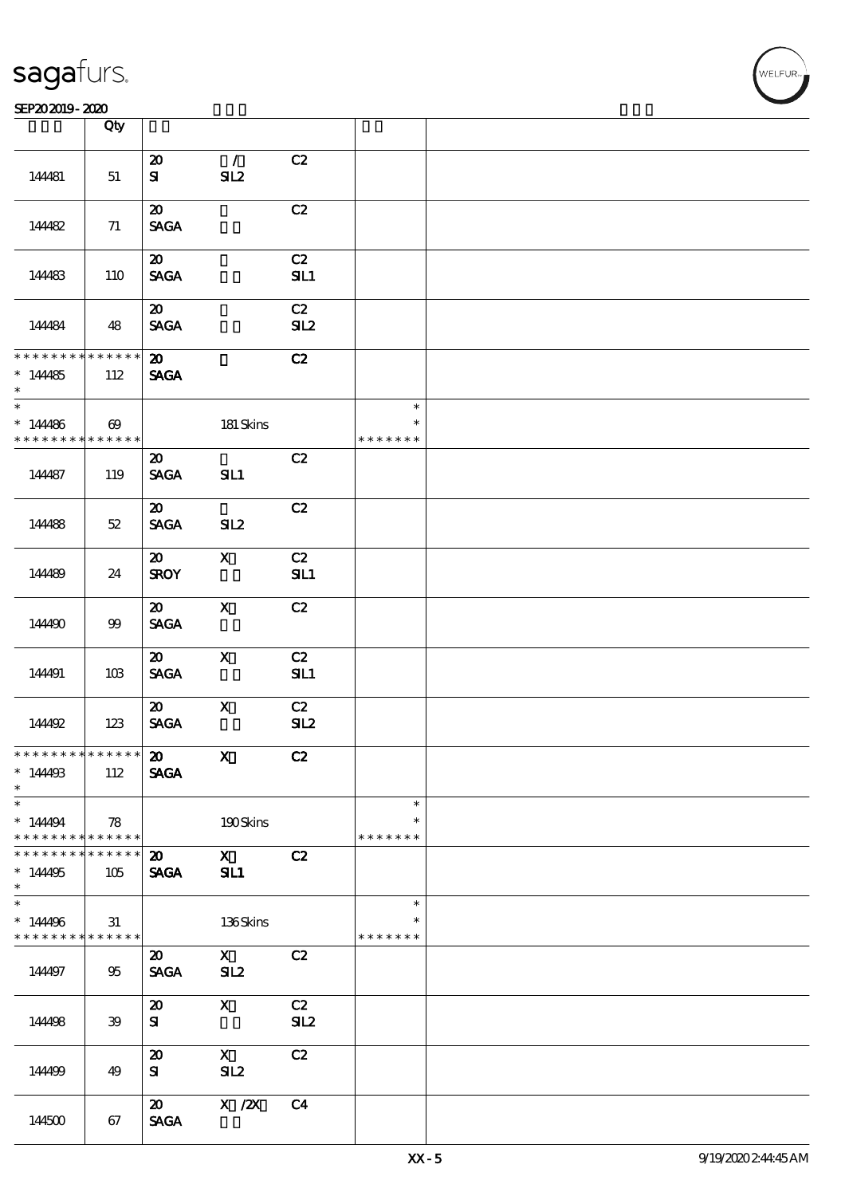| | Qty | | | | | |
|---|---|---|---|---|---|---|
| 144481 | 51 | 20<br>SI | /<br>SIL2 | C2 | | |
| 144482 | 71 | 20<br>SAGA | | C2 | | |
| 144483 | 110 | 20<br>SAGA | | C2<br>SIL1 | | |
| 144484 | 48 | 20<br>SAGA | | C2<br>SIL2 | | |
| * * * * * * * * * * * * * *<br>* 144485<br>* | 112 | 20<br>SAGA | | C2 | | |
| *<br>* 144486<br>* * * * * * * * * * * * * * | 69 | | 181 Skins | | *<br>*<br>* * * * * * * | |
| 144487 | 119 | 20<br>SAGA | <br>SIL1 | C2 | | |
| 144488 | 52 | 20<br>SAGA | <br>SIL2 | C2 | | |
| 144489 | 24 | 20<br>SROY | X | C2<br>SIL1 | | |
| 144490 | 99 | 20<br>SAGA | X | C2 | | |
| 144491 | 103 | 20<br>SAGA | X | C2<br>SIL1 | | |
| 144492 | 123 | 20<br>SAGA | X | C2<br>SIL2 | | |
| * * * * * * * * * * * * * *<br>* 144493<br>* | 112 | 20<br>SAGA | X | C2 | | |
| *<br>* 144494<br>* * * * * * * * * * * * * * | 78 | | 190 Skins | | *<br>*<br>* * * * * * * | |
| * * * * * * * * * * * * * *<br>* 144495<br>* | 105 | 20<br>SAGA | X<br>SIL1 | C2 | | |
| *<br>* 144496<br>* * * * * * * * * * * * * * | 31 | | 136 Skins | | *<br>*<br>* * * * * * * | |
| 144497 | 95 | 20<br>SAGA | X<br>SIL2 | C2 | | |
| 144498 | 39 | 20<br>SI | X | C2<br>SIL2 | | |
| 144499 | 49 | 20<br>SI | X<br>SIL2 | C2 | | |
| 144500 | 67 | 20<br>SAGA | X /2X | C4 | | |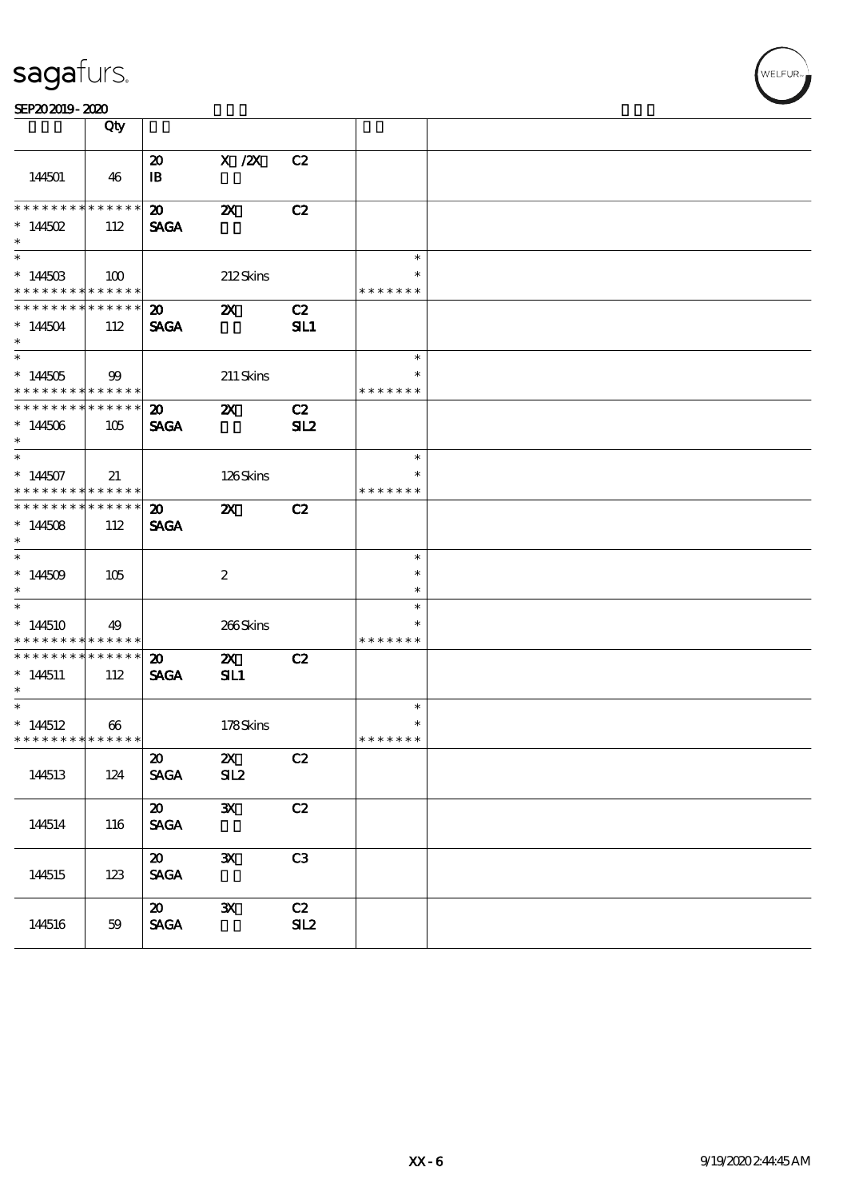# sagafurs.

SEP20 2019 - 2020

| | Qty | | | | | |
|---|---|---|---|---|---|---|
| 144501 | 46 | 20<br>IB | X /2X | C2 | | |
| * * * * * * * * * * * * * *<br>* 144502<br>* | 112 | 20<br>SAGA | 2X | C2 | | |
| *<br>* 144503<br>* * * * * * * * * * * * * * | 100 | | 212 Skins | | *<br>*<br>* * * * * * * | |
| * * * * * * * * * * * * * *<br>* 144504<br>* | 112 | 20<br>SAGA | 2X | C2<br>SIL1 | | |
| *<br>* 144505<br>* * * * * * * * * * * * * * | 99 | | 211 Skins | | *<br>*<br>* * * * * * * | |
| * * * * * * * * * * * * * *<br>* 144506<br>* | 105 | 20<br>SAGA | 2X | C2<br>SIL2 | | |
| *<br>* 144507<br>* * * * * * * * * * * * * * | 21 | | 126 Skins | | *<br>*<br>* * * * * * * | |
| * * * * * * * * * * * * * *<br>* 144508<br>* | 112 | 20<br>SAGA | 2X | C2 | | |
| *<br>* 144509<br>* | 105 | | 2 | | *<br>*<br>* | |
| *<br>* 144510<br>* * * * * * * * * * * * * * | 49 | | 266 Skins | | *<br>*<br>* * * * * * * | |
| * * * * * * * * * * * * * *<br>* 144511<br>* | 112 | 20<br>SAGA | 2X<br>SIL1 | C2 | | |
| *<br>* 144512<br>* * * * * * * * * * * * * * | 66 | | 178 Skins | | *<br>*<br>* * * * * * * | |
| 144513 | 124 | 20<br>SAGA | 2X<br>SIL2 | C2 | | |
| 144514 | 116 | 20<br>SAGA | 3X | C2 | | |
| 144515 | 123 | 20<br>SAGA | 3X | C3 | | |
| 144516 | 59 | 20<br>SAGA | 3X | C2<br>SIL2 | | |

XX - 6

9/19/2020 2:44:45 AM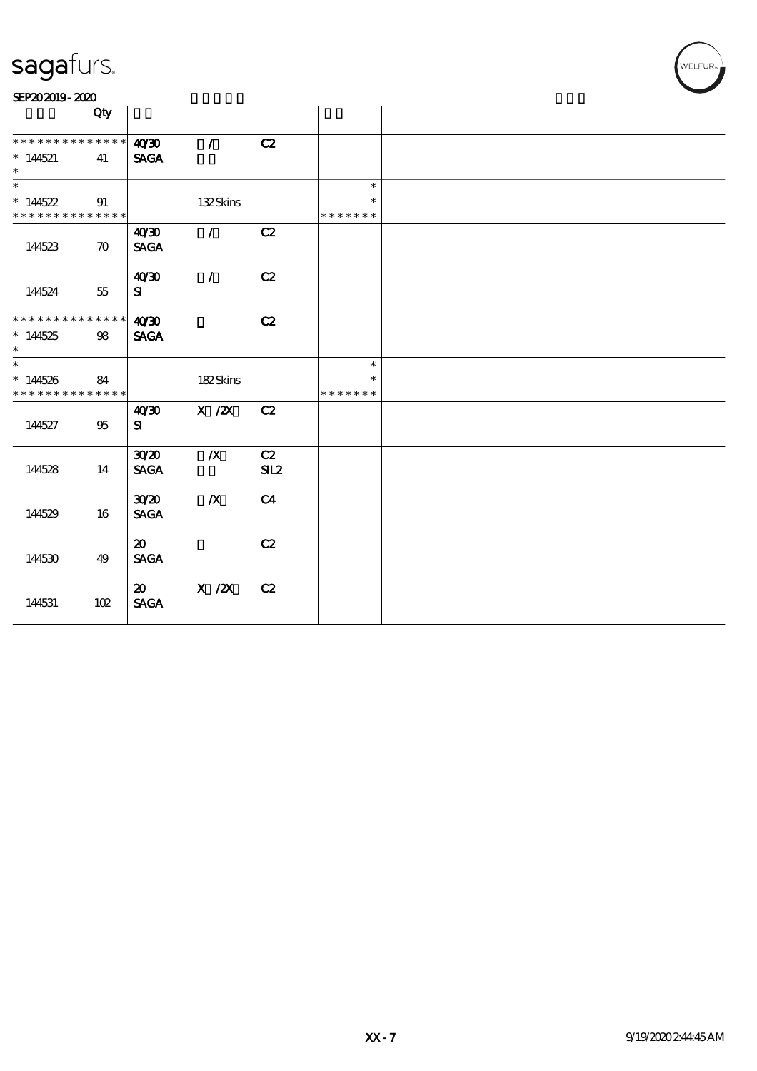# sagafurs.

SEP20 2019 - 2020

| | Qty | | | | | |
|---|---|---|---|---|---|---|
| * * * * * * * * * * * * * * | | 40/30 | / | C2 | | |
| * 144521 | 41 | SAGA | | | | |
| * | | | | | | |
| * | | | | | * | |
| * 144522 | 91 | | 132 Skins | | * | |
| * * * * * * * * * * * * * * | | | | | * * * * * * * | |
| | | 40/30 | / | C2 | | |
| 144523 | 70 | SAGA | | | | |
| | | 40/30 | / | C2 | | |
| 144524 | 55 | SI | | | | |
| * * * * * * * * * * * * * * | | 40/30 | | C2 | | |
| * 144525 | 98 | SAGA | | | | |
| * | | | | | | |
| * | | | | | * | |
| * 144526 | 84 | | 182 Skins | | * | |
| * * * * * * * * * * * * * * | | | | | * * * * * * * | |
| | | 40/30 | X /2X | C2 | | |
| 144527 | 95 | SI | | | | |
| | | 30/20 | /X | C2 | | |
| 144528 | 14 | SAGA | | SIL2 | | |
| | | 30/20 | /X | C4 | | |
| 144529 | 16 | SAGA | | | | |
| | | 20 | | C2 | | |
| 144530 | 49 | SAGA | | | | |
| | | 20 | X /2X | C2 | | |
| 144531 | 102 | SAGA | | | | |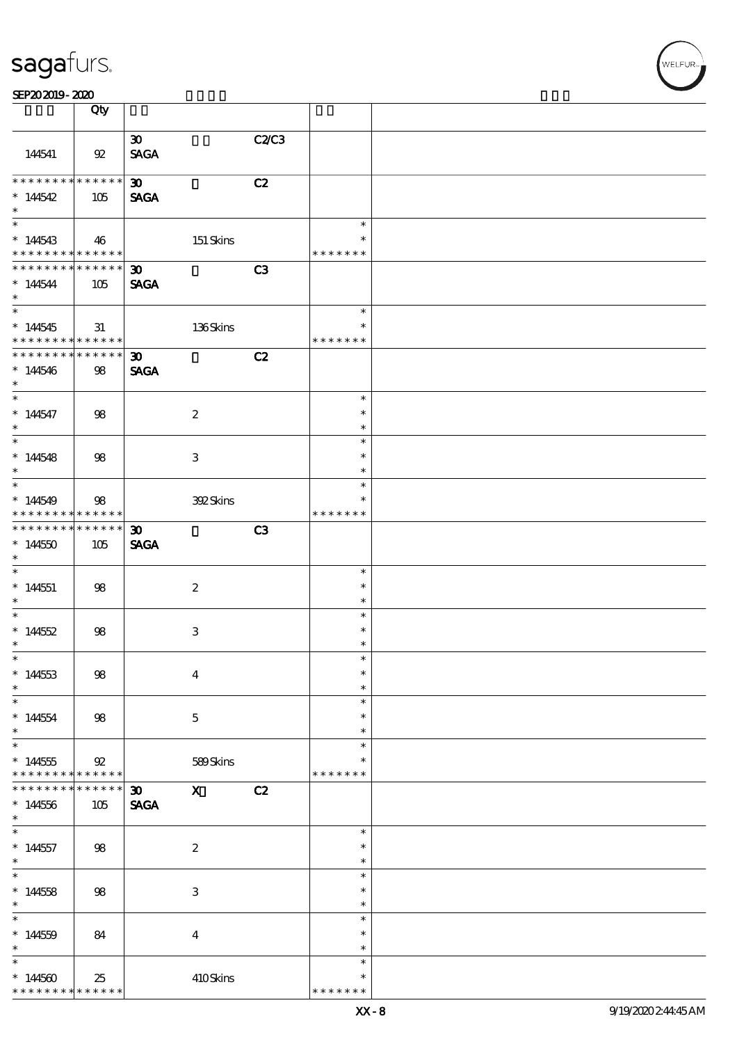| | Qty | | | | | |
|---|---|---|---|---|---|---|
| 144541 | 92 | 30 SAGA | | C2/C3 | | |
| * * * * * * * * * * * * * * 144542 * | 105 | 30 SAGA | | C2 | | |
| * * 144543 * * * * * * * * * * * * * | 46 | | 151 Skins | | * * * * * * * * * | |
| * * * * * * * * * * * * * * 144544 * | 105 | 30 SAGA | | C3 | | |
| * * 144545 * * * * * * * * * * * * * | 31 | | 136 Skins | | * * * * * * * * * | |
| * * * * * * * * * * * * * * 144546 * | 98 | 30 SAGA | | C2 | | |
| * * 144547 * | 98 | | 2 | | * * * | |
| * * 144548 * | 98 | | 3 | | * * * | |
| * * 144549 * * * * * * * * * * * * * | 98 | | 392 Skins | | * * * * * * * * * | |
| * * * * * * * * * * * * * * 144550 * | 105 | 30 SAGA | | C3 | | |
| * * 144551 * | 98 | | 2 | | * * * | |
| * * 144552 * | 98 | | 3 | | * * * | |
| * * 144553 * | 98 | | 4 | | * * * | |
| * * 144554 * | 98 | | 5 | | * * * | |
| * * 144555 * * * * * * * * * * * * * | 92 | | 589 Skins | | * * * * * * * * * | |
| * * * * * * * * * * * * * * 144556 * | 105 | 30 SAGA | X | C2 | | |
| * * 144557 * | 98 | | 2 | | * * * | |
| * * 144558 * | 98 | | 3 | | * * * | |
| * * 144559 * | 84 | | 4 | | * * * | |
| * * 144560 * * * * * * * * * * * * * | 25 | | 410 Skins | | * * * * * * * * * | |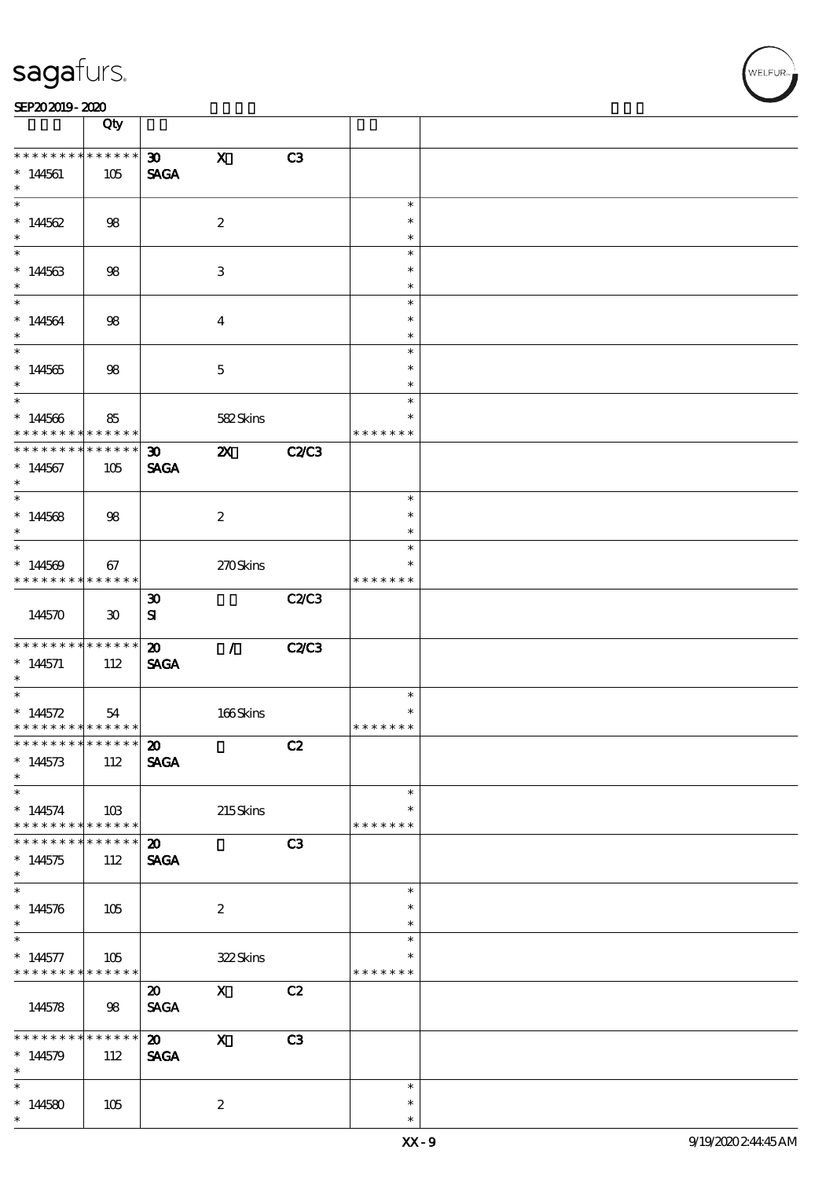| | Qty | | | | | |
|---|---|---|---|---|---|---|
| * * * * * * * * * * * * * * | | 30 | X | C3 | | |
| * 144561 | 105 | SAGA | | | | |
| * 144562 | 98 | | 2 | | * | |
| * 144563 | 98 | | 3 | | * | |
| * 144564 | 98 | | 4 | | * | |
| * 144565 | 98 | | 5 | | * | |
| * 144566 | 85 | | 582 Skins | | * * * * * * * | |
| * * * * * * * * * * * * * * | | 30 | 2X | C2/C3 | | |
| * 144567 | 105 | SAGA | | | | |
| * 144568 | 98 | | 2 | | * | |
| * 144569 | 67 | | 270 Skins | | * * * * * * * | |
| 144570 | 30 | 30 SI | | C2/C3 | | |
| * * * * * * * * * * * * * * | | 20 | / | C2/C3 | | |
| * 144571 | 112 | SAGA | | | | |
| * 144572 | 54 | | 166 Skins | | * * * * * * * | |
| * * * * * * * * * * * * * * | | 20 | | C2 | | |
| * 144573 | 112 | SAGA | | | | |
| * 144574 | 103 | | 215 Skins | | * * * * * * * | |
| * * * * * * * * * * * * * * | | 20 | | C3 | | |
| * 144575 | 112 | SAGA | | | | |
| * 144576 | 105 | | 2 | | * | |
| * 144577 | 105 | | 322 Skins | | * * * * * * * | |
| 144578 | 98 | 20 SAGA | X | C2 | | |
| * * * * * * * * * * * * * * | | 20 | X | C3 | | |
| * 144579 | 112 | SAGA | | | | |
| * 144580 | 105 | | 2 | | * | |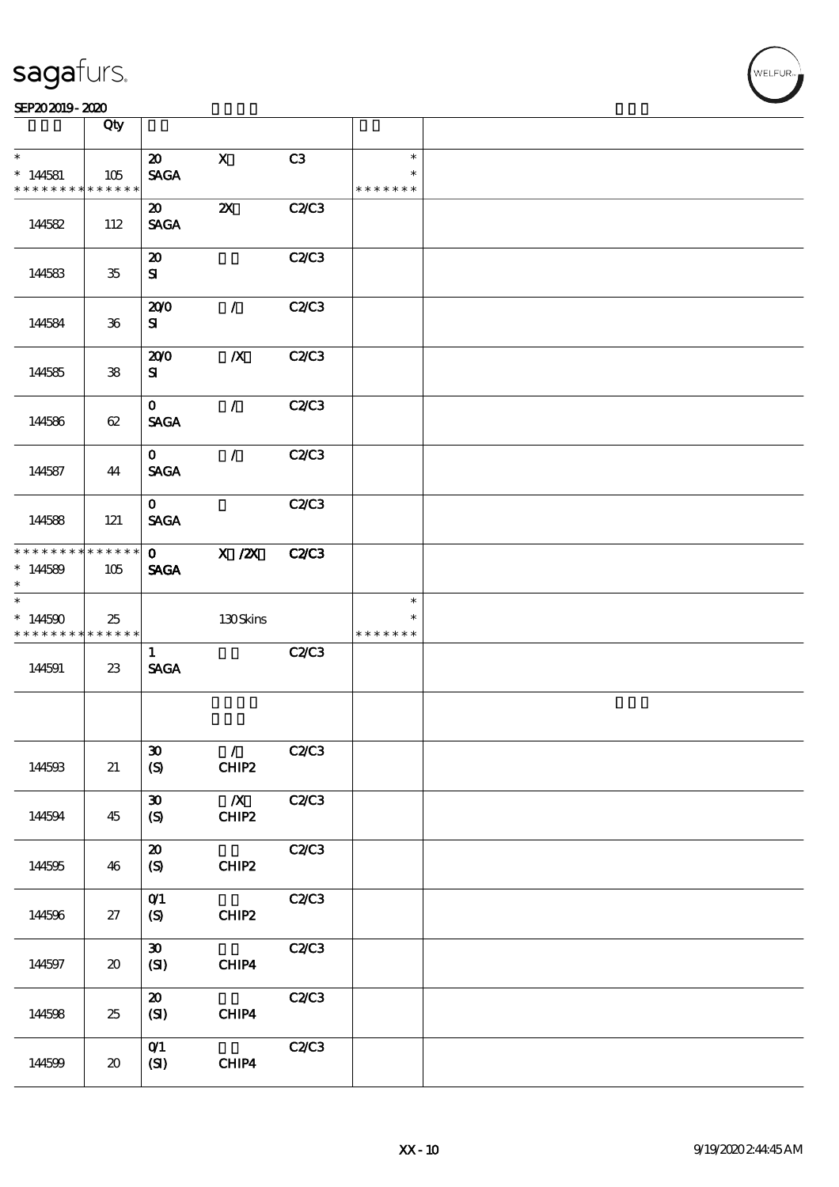| | Qty | | | | | |
|---|---|---|---|---|---|---|
| *<br>* 144581<br>* * * * * * * * * * * * * * | 105 | 20<br>SAGA | X | C3 | *<br>*<br>* * * * * * * | |
| 144582 | 112 | 20<br>SAGA | 2X | C2/C3 | | |
| 144583 | 35 | 20<br>SI | | C2/C3 | | |
| 144584 | 36 | 20/0<br>SI | / | C2/C3 | | |
| 144585 | 38 | 20/0<br>SI | /X | C2/C3 | | |
| 144586 | 62 | 0<br>SAGA | / | C2/C3 | | |
| 144587 | 44 | 0<br>SAGA | / | C2/C3 | | |
| 144588 | 121 | 0<br>SAGA | | C2/C3 | | |
| * * * * * * * * * * * * * *<br>* 144589<br>* | 105 | 0<br>SAGA | X /2X | C2/C3 | | |
| *<br>* 144590<br>* * * * * * * * * * * * * * | 25 | | 130 Skins | | *<br>*<br>* * * * * * * | |
| 144591 | 23 | 1<br>SAGA | | C2/C3 | | |
| | | | | | | |
| 144593 | 21 | 30<br>(S) | /<br>CHIP2 | C2/C3 | | |
| 144594 | 45 | 30<br>(S) | /X<br>CHIP2 | C2/C3 | | |
| 144595 | 46 | 20<br>(S) | <br>CHIP2 | C2/C3 | | |
| 144596 | 27 | 0/1<br>(S) | <br>CHIP2 | C2/C3 | | |
| 144597 | 20 | 30<br>(SI) | <br>CHIP4 | C2/C3 | | |
| 144598 | 25 | 20<br>(SI) | <br>CHIP4 | C2/C3 | | |
| 144599 | 20 | 0/1<br>(SI) | <br>CHIP4 | C2/C3 | | |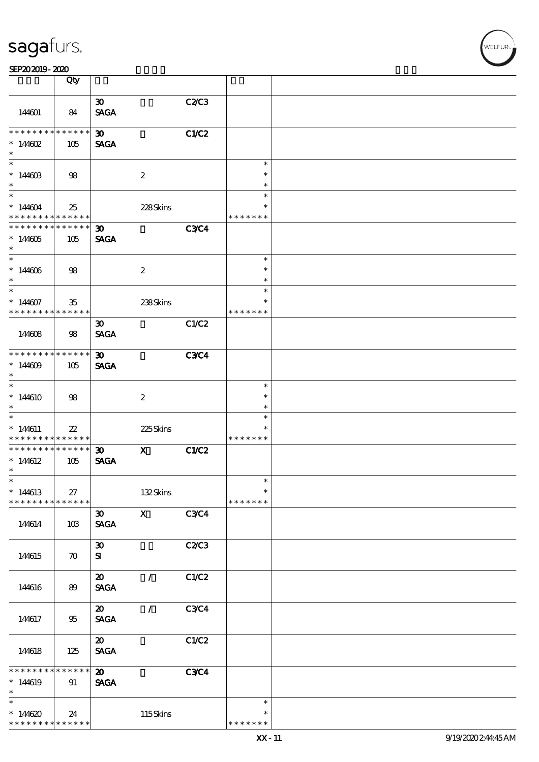| | Qty | | | | | |
|---|---|---|---|---|---|---|
| 144601 | 84 | 30 SAGA | | C2/C3 | | |
| * * * * * * * * * * * * * * 144602 * | 105 | 30 SAGA | | C1/C2 | | |
| * * 144603 * | 98 | | 2 | | * * * | |
| * * 144604 * * * * * * * * * * * * * * | 25 | | 228 Skins | | * * * * * * * * | |
| * * * * * * * * * * * * * * 144605 * | 105 | 30 SAGA | | C3/C4 | | |
| * * 144606 * | 98 | | 2 | | * * * | |
| * * 144607 * * * * * * * * * * * * * * | 35 | | 238 Skins | | * * * * * * * * | |
| 144608 | 98 | 30 SAGA | | C1/C2 | | |
| * * * * * * * * * * * * * * 144609 * | 105 | 30 SAGA | | C3/C4 | | |
| * * 144610 * | 98 | | 2 | | * * * | |
| * * 144611 * * * * * * * * * * * * * * | 22 | | 225 Skins | | * * * * * * * * | |
| * * * * * * * * * * * * * * 144612 * | 105 | 30 SAGA | X | C1/C2 | | |
| * * 144613 * * * * * * * * * * * * * * | 27 | | 132 Skins | | * * * * * * * * | |
| 144614 | 103 | 30 SAGA | X | C3/C4 | | |
| 144615 | 70 | 30 SI | | C2/C3 | | |
| 144616 | 89 | 20 SAGA | / | C1/C2 | | |
| 144617 | 95 | 20 SAGA | / | C3/C4 | | |
| 144618 | 125 | 20 SAGA | | C1/C2 | | |
| * * * * * * * * * * * * * * 144619 * | 91 | 20 SAGA | | C3/C4 | | |
| * * 144620 * * * * * * * * * * * * * * | 24 | | 115 Skins | | * * * * * * * * | |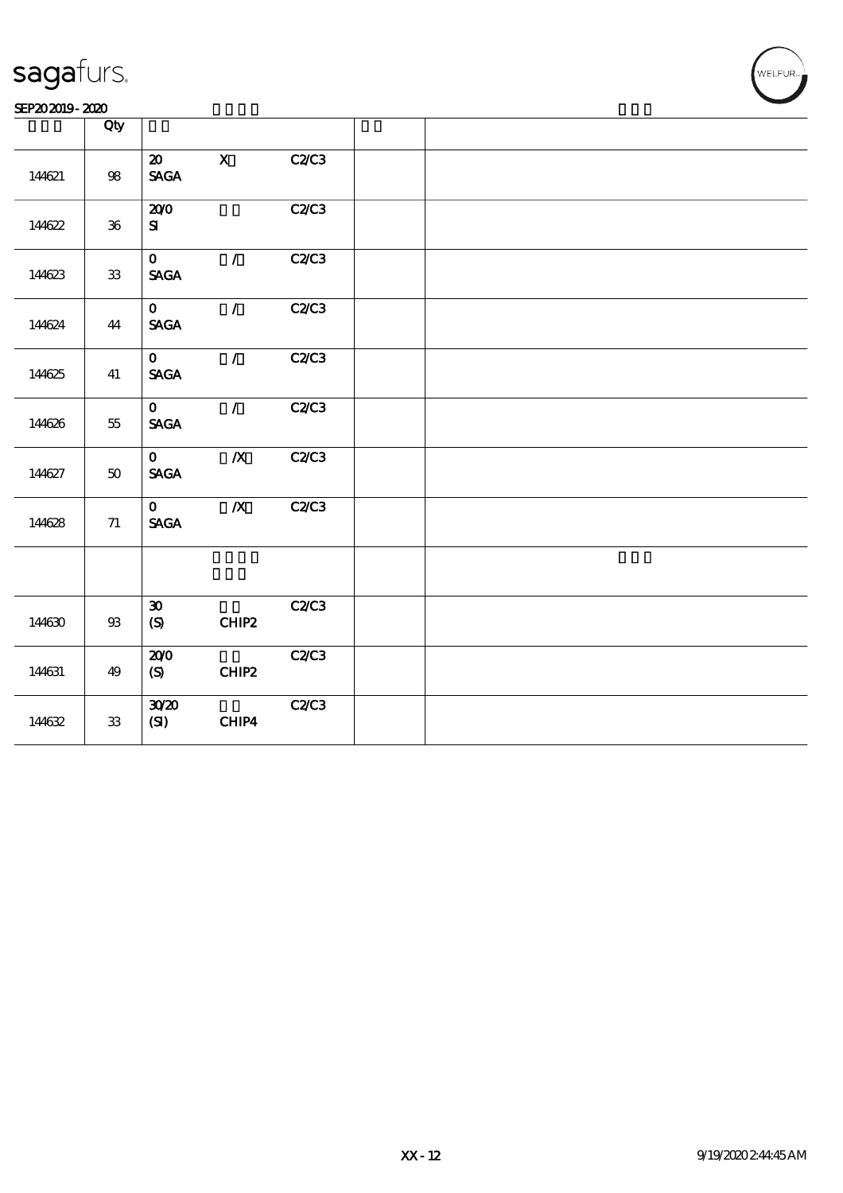| | Qty | | | | | |
|---|---|---|---|---|---|---|
| 144621 | 98 | 20<br>SAGA | X | C2/C3 | | |
| 144622 | 36 | 20/0<br>SI | | C2/C3 | | |
| 144623 | 33 | 0<br>SAGA | / | C2/C3 | | |
| 144624 | 44 | 0<br>SAGA | / | C2/C3 | | |
| 144625 | 41 | 0<br>SAGA | / | C2/C3 | | |
| 144626 | 55 | 0<br>SAGA | / | C2/C3 | | |
| 144627 | 50 | 0<br>SAGA | /X | C2/C3 | | |
| 144628 | 71 | 0<br>SAGA | /X | C2/C3 | | |
| | | | | | | |
| 144630 | 93 | 30<br>(S) | CHIP2 | C2/C3 | | |
| 144631 | 49 | 20/0<br>(S) | CHIP2 | C2/C3 | | |
| 144632 | 33 | 30/20<br>(SI) | CHIP4 | C2/C3 | | |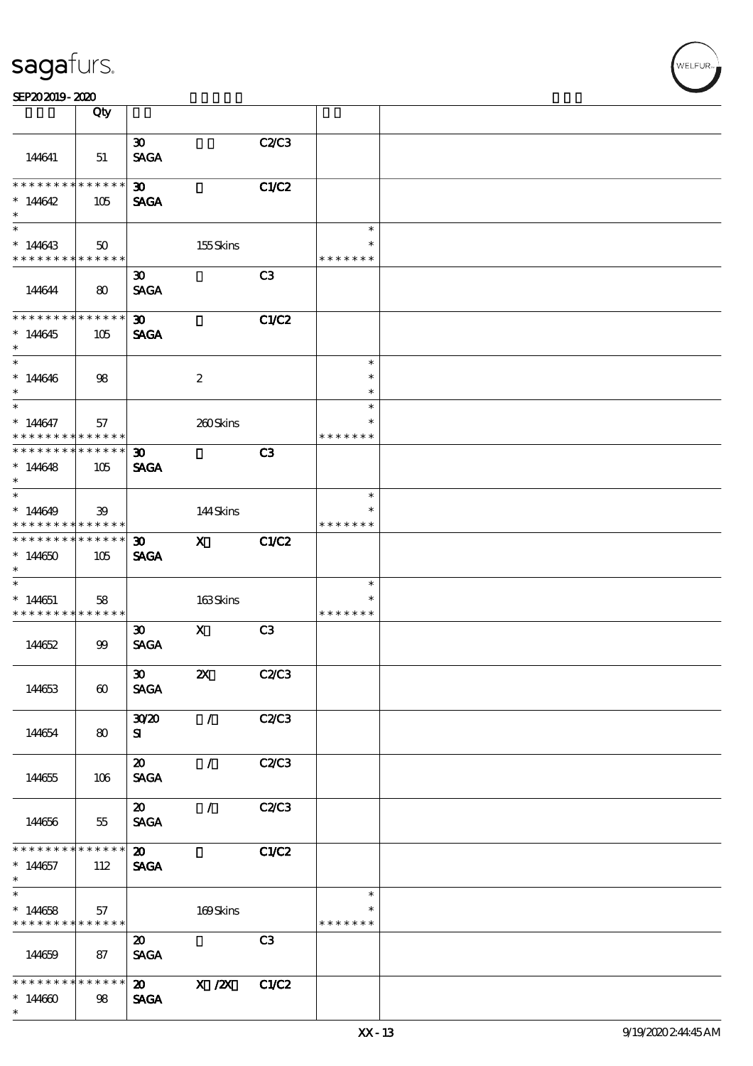| | Qty | | | | | |
|---|---|---|---|---|---|---|
| 144641 | 51 | 30 SAGA | | C2/C3 | | |
| * * * * * * * * * * * * * * 144642 * | 105 | 30 SAGA | | C1/C2 | | |
| * * 144643 * * * * * * * * * * * * * | 50 | | 155 Skins | | * * * * * * * * * | |
| 144644 | 80 | 30 SAGA | | C3 | | |
| * * * * * * * * * * * * * * 144645 * | 105 | 30 SAGA | | C1/C2 | | |
| * * 144646 * | 98 | | 2 | | * * * | |
| * * 144647 * * * * * * * * * * * * * | 57 | | 260 Skins | | * * * * * * * * * | |
| * * * * * * * * * * * * * * 144648 * | 105 | 30 SAGA | | C3 | | |
| * * 144649 * * * * * * * * * * * * * | 39 | | 144 Skins | | * * * * * * * * * | |
| * * * * * * * * * * * * * * 144650 * | 105 | 30 SAGA | X | C1/C2 | | |
| * * 144651 * * * * * * * * * * * * * | 58 | | 163 Skins | | * * * * * * * * * | |
| 144652 | 99 | 30 SAGA | X | C3 | | |
| 144653 | 60 | 30 SAGA | 2X | C2/C3 | | |
| 144654 | 80 | 30/20 SI | / | C2/C3 | | |
| 144655 | 106 | 20 SAGA | / | C2/C3 | | |
| 144656 | 55 | 20 SAGA | / | C2/C3 | | |
| * * * * * * * * * * * * * * 144657 * | 112 | 20 SAGA | | C1/C2 | | |
| * * 144658 * * * * * * * * * * * * * | 57 | | 169 Skins | | * * * * * * * * * | |
| 144659 | 87 | 20 SAGA | | C3 | | |
| * * * * * * * * * * * * * * 144660 * | 98 | 20 SAGA | X /2X | C1/C2 | | |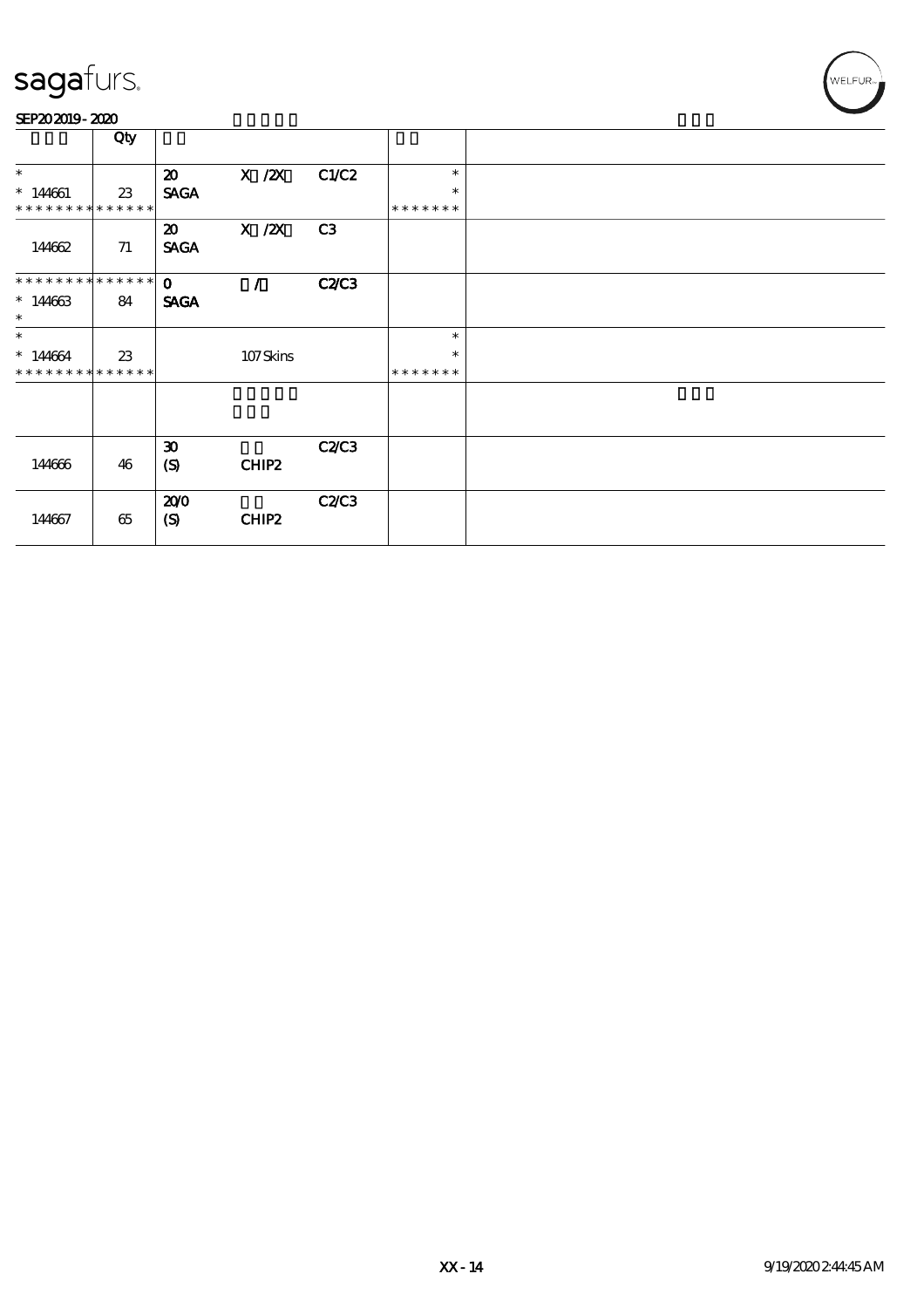sagafurs.

SEP20 2019 - 2020

| | Qty | | | | | |
|---|---|---|---|---|---|---|
| * | | 20 | X /2X | C1/C2 | * | |
| * 144661 | 23 | SAGA | | | * | |
| * * * * * * * * * * * * * * | | | | | * * * * * * * | |
| 144662 | 71 | 20<br>SAGA | X /2X | C3 | | |
| * * * * * * * * * * * * * * | | 0 | / | C2/C3 | | |
| * 144663 | 84 | SAGA | | | | |
| * | | | | | | |
| * | | | | | * | |
| * 144664 | 23 | | 107 Skins | | * | |
| * * * * * * * * * * * * * * | | | | | * * * * * * * | |
| | | | | | | |
| 144666 | 46 | 30<br>(S) | CHIP2 | C2/C3 | | |
| 144667 | 65 | 20/0<br>(S) | CHIP2 | C2/C3 | | |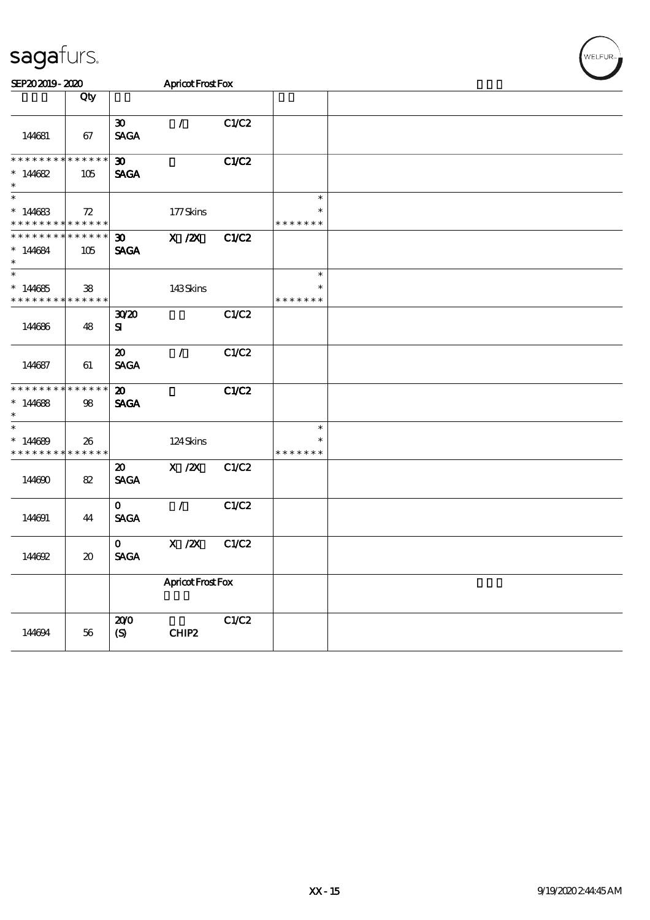| | Qty | | | | | |
|---|---|---|---|---|---|---|
| 144681 | 67 | 30<br>SAGA | / | C1/C2 | | |
| * * * * * * * * * * * * * *<br>* 144682<br>* | 105 | 30<br>SAGA | | C1/C2 | | |
| *<br>* 144683<br>* * * * * * * * * * * * * * | 72 | | 177 Skins | | *<br>*<br>* * * * * * * | |
| * * * * * * * * * * * * * *<br>* 144684<br>* | 105 | 30<br>SAGA | X /2X | C1/C2 | | |
| *<br>* 144685<br>* * * * * * * * * * * * * * | 38 | | 143 Skins | | *<br>*<br>* * * * * * * | |
| 144686 | 48 | 30/20<br>SI | | C1/C2 | | |
| 144687 | 61 | 20<br>SAGA | / | C1/C2 | | |
| * * * * * * * * * * * * * *<br>* 144688<br>* | 98 | 20<br>SAGA | | C1/C2 | | |
| *<br>* 144689<br>* * * * * * * * * * * * * * | 26 | | 124 Skins | | *<br>*<br>* * * * * * * | |
| 144690 | 82 | 20<br>SAGA | X /2X | C1/C2 | | |
| 144691 | 44 | 0<br>SAGA | / | C1/C2 | | |
| 144692 | 20 | 0<br>SAGA | X /2X | C1/C2 | | |
| | | | Apricot Frost Fox | | | |
| 144694 | 56 | 20/0<br>(S) | CHIP2 | C1/C2 | | |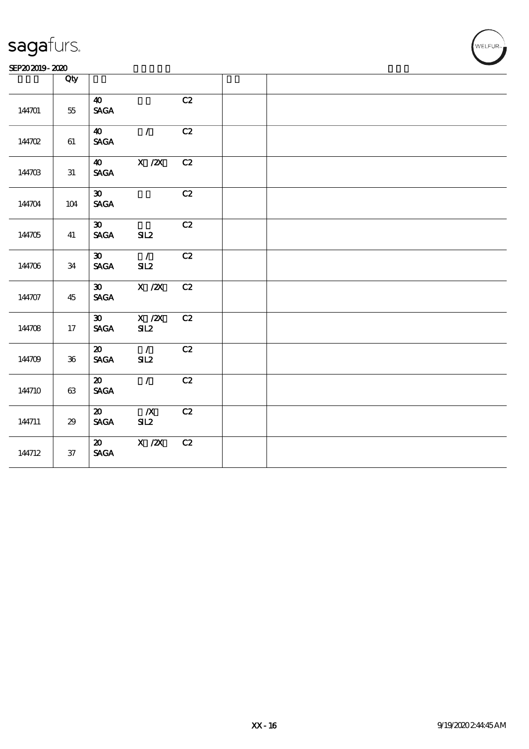| | Qty | | | | | |
|---|---|---|---|---|---|---|
| 144701 | 55 | 40<br>SAGA | | C2 | | |
| 144702 | 61 | 40<br>SAGA | / | C2 | | |
| 144703 | 31 | 40<br>SAGA | X /2X | C2 | | |
| 144704 | 104 | 30<br>SAGA | | C2 | | |
| 144705 | 41 | 30<br>SAGA | SIL2 | C2 | | |
| 144706 | 34 | 30<br>SAGA | /<br>SIL2 | C2 | | |
| 144707 | 45 | 30<br>SAGA | X /2X | C2 | | |
| 144708 | 17 | 30<br>SAGA | X /2X<br>SIL2 | C2 | | |
| 144709 | 36 | 20<br>SAGA | /<br>SIL2 | C2 | | |
| 144710 | 63 | 20<br>SAGA | / | C2 | | |
| 144711 | 29 | 20<br>SAGA | /X<br>SIL2 | C2 | | |
| 144712 | 37 | 20<br>SAGA | X /2X | C2 | | |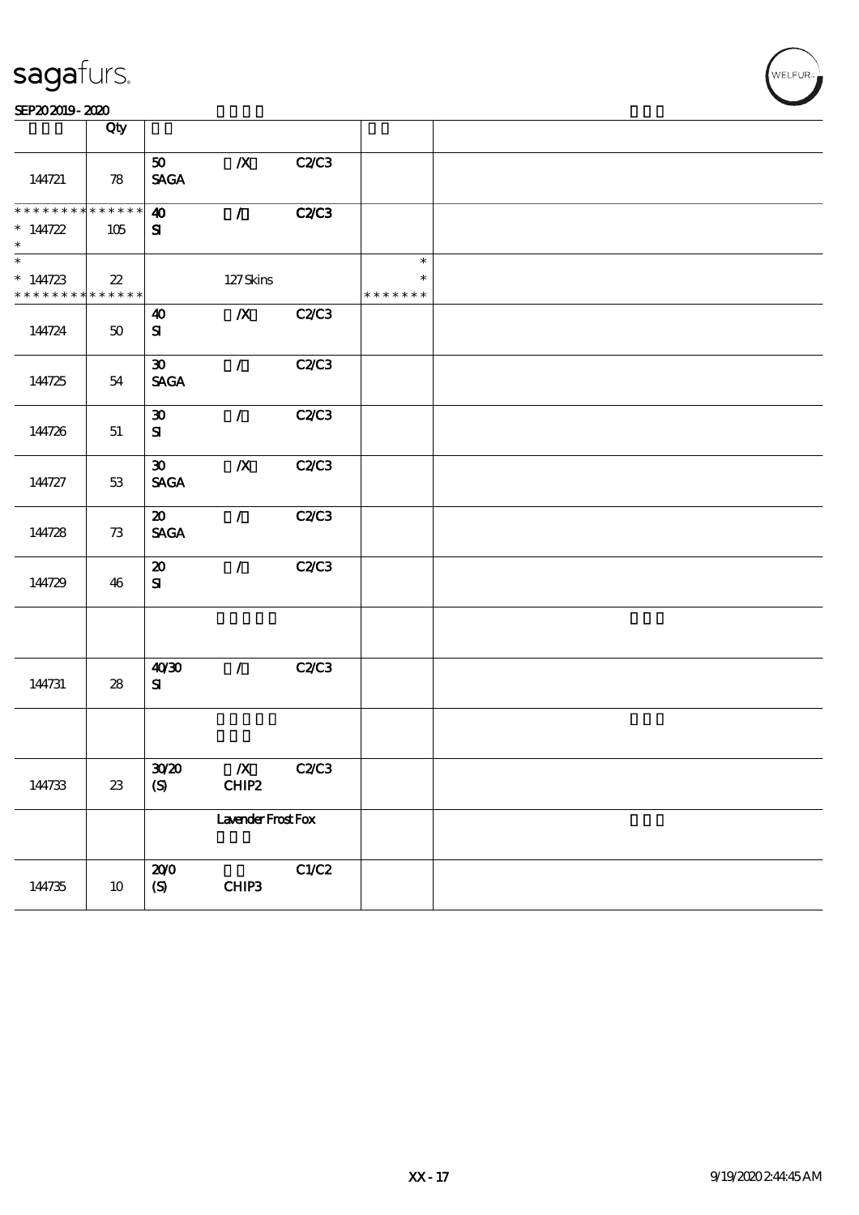| | Qty | | | | | |
|---|---|---|---|---|---|---|
| 144721 | 78 | 50 SAGA | /X | C2/C3 | | |
| * * * * * * * * * * * * * * * 144722 * | 105 | 40 SI | / | C2/C3 | | |
| * * 144723 * * * * * * * * * * * * * * | 22 | | 127 Skins | | * * * * * * * * * | |
| 144724 | 50 | 40 SI | /X | C2/C3 | | |
| 144725 | 54 | 30 SAGA | / | C2/C3 | | |
| 144726 | 51 | 30 SI | / | C2/C3 | | |
| 144727 | 53 | 30 SAGA | /X | C2/C3 | | |
| 144728 | 73 | 20 SAGA | / | C2/C3 | | |
| 144729 | 46 | 20 SI | / | C2/C3 | | |
| | | | | | | |
| 144731 | 28 | 40/30 SI | / | C2/C3 | | |
| | | | | | | |
| 144733 | 23 | 30/20 (S) | /X CHIP2 | C2/C3 | | |
| | | | Lavender Frost Fox | | | |
| 144735 | 10 | 20/0 (S) | CHIP3 | C1/C2 | | |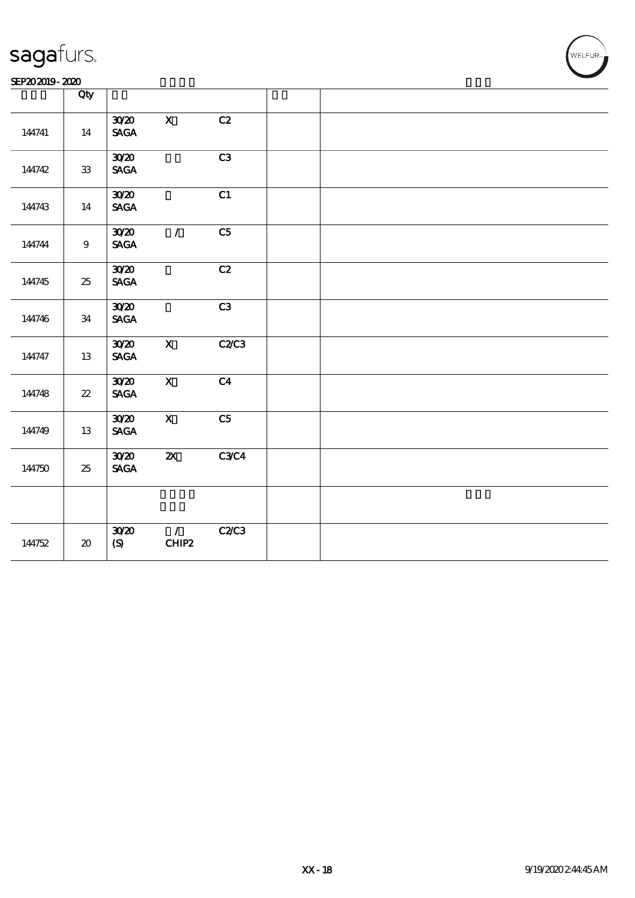sagafurs.

WELFUR

SEP202019 - 2020

| | Qty | | | | | |
|---|---|---|---|---|---|---|
| 144741 | 14 | 30/20 SAGA | X | C2 | | |
| 144742 | 33 | 30/20 SAGA | | C3 | | |
| 144743 | 14 | 30/20 SAGA | | C1 | | |
| 144744 | 9 | 30/20 SAGA | / | C5 | | |
| 144745 | 25 | 30/20 SAGA | | C2 | | |
| 144746 | 34 | 30/20 SAGA | | C3 | | |
| 144747 | 13 | 30/20 SAGA | X | C2/C3 | | |
| 144748 | 22 | 30/20 SAGA | X | C4 | | |
| 144749 | 13 | 30/20 SAGA | X | C5 | | |
| 144750 | 25 | 30/20 SAGA | 2X | C3/C4 | | |
| | | | | | | |
| 144752 | 20 | 30/20 (S) | / CHIP2 | C2/C3 | | |

9/19/2020 2:44:45 AM